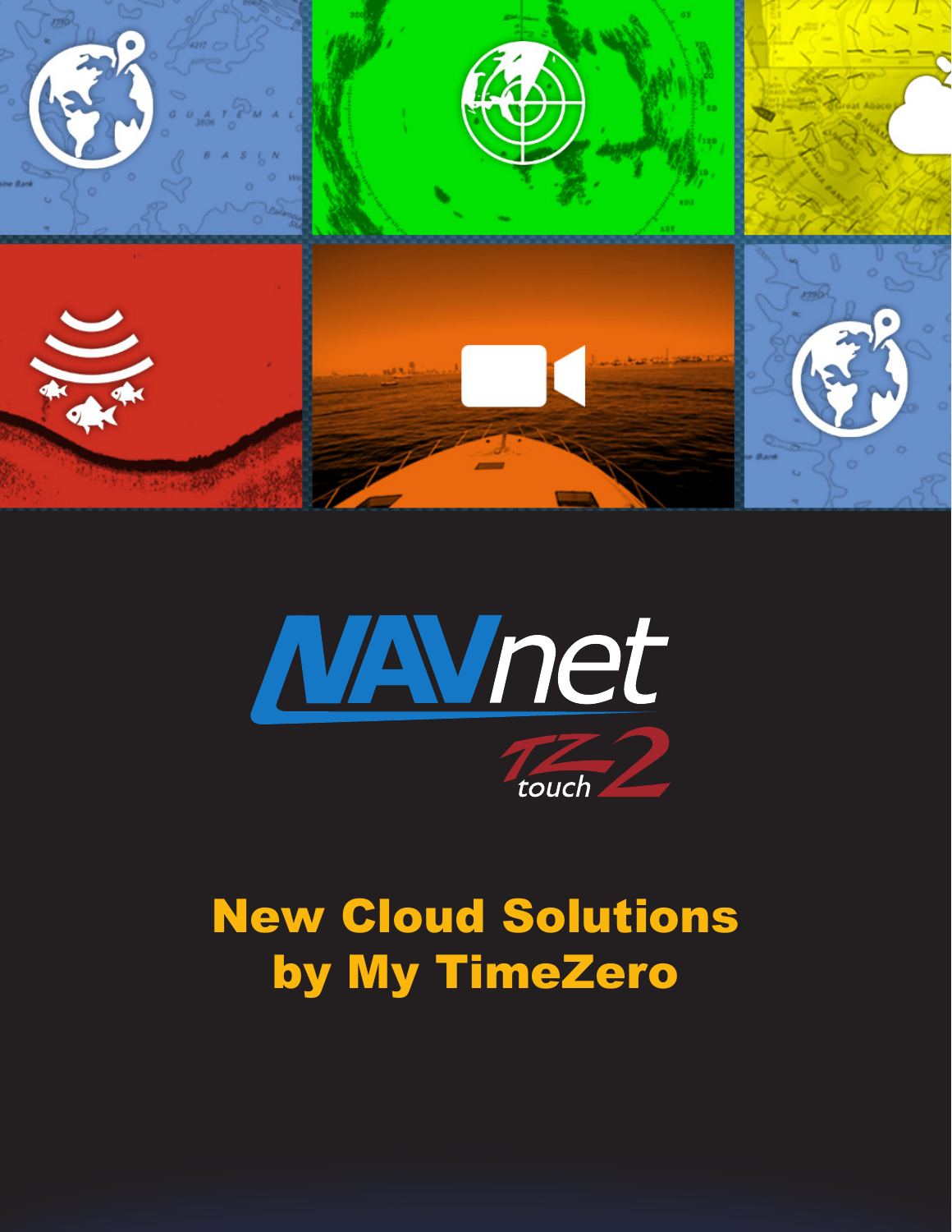# NAVnet TZtouch2

## New Cloud Solutions by My TimeZero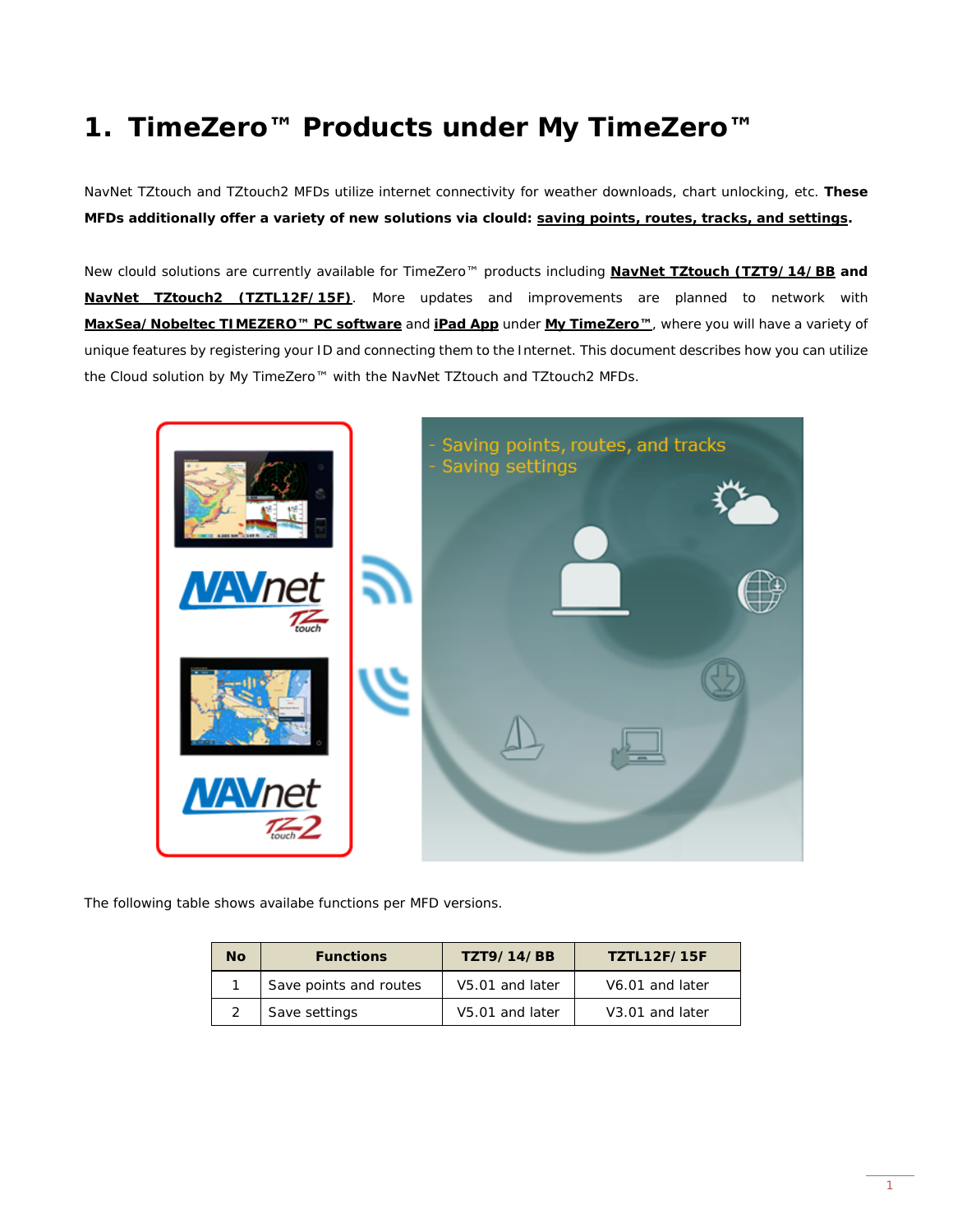# 1. TimeZero™ Products under My TimeZero™

NavNet TZtouch and TZtouch2 MFDs utilize internet connectivity for weather downloads, chart unlocking, etc. **These MFDs additionally offer a variety of new solutions via clould: saving points, routes, tracks, and settings.**

New clould solutions are currently available for TimeZero™ products including **NavNet TZtouch (TZT9/14/BB** and **NavNet TZtouch2 (TZTL12F/15F)**. More updates and improvements are planned to network with **MaxSea/Nobeltec TIMEZERO™ PC software** and **iPad App** under **My TimeZero™**, where you will have a variety of unique features by registering your ID and connecting them to the Internet. This document describes how you can utilize the Cloud solution by My TimeZero™ with the NavNet TZtouch and TZtouch2 MFDs.

The following table shows availabe functions per MFD versions.

| No | Functions | TZT9/14/BB | TZTL12F/15F |
|---|---|---|---|
| 1 | Save points and routes | V5.01 and later | V6.01 and later |
| 2 | Save settings | V5.01 and later | V3.01 and later |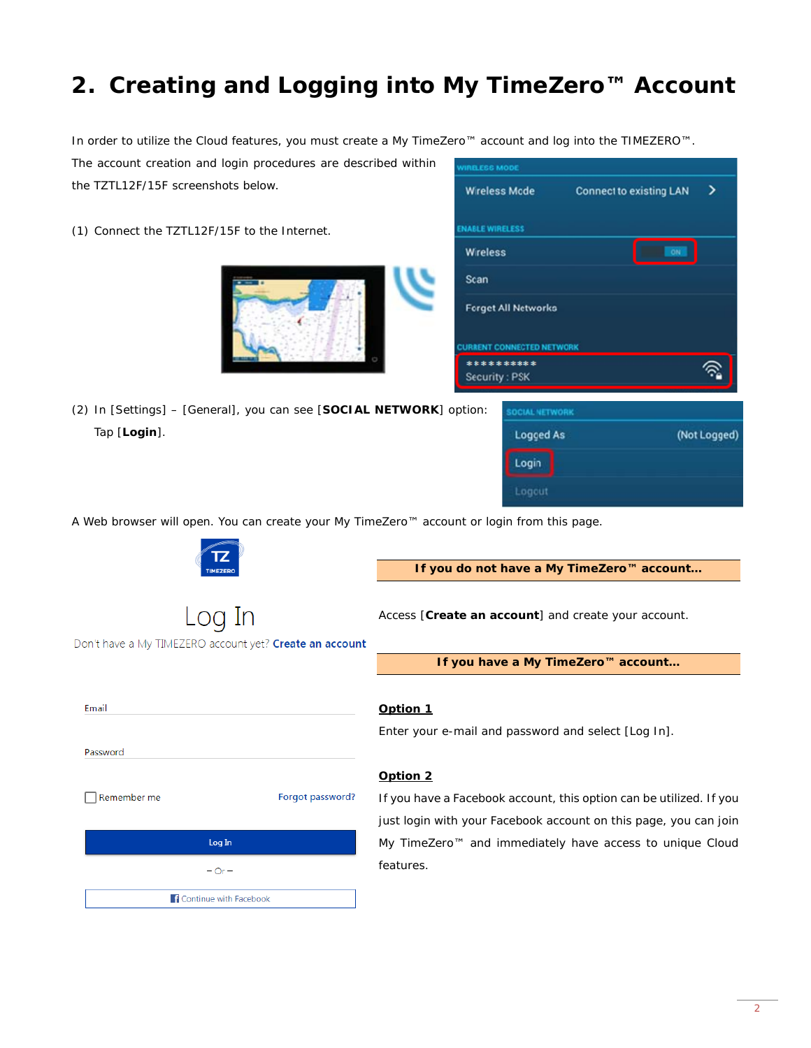# 2. Creating and Logging into My TimeZero™ Account

In order to utilize the Cloud features, you must create a My TimeZero™ account and log into the TIMEZERO™. The account creation and login procedures are described within the TZTL12F/15F screenshots below.

(1) Connect the TZTL12F/15F to the Internet.

(2) In [Settings] – [General], you can see [**SOCIAL NETWORK**] option: Tap [**Login**].

A Web browser will open. You can create your My TimeZero™ account or login from this page.

**If you do not have a My TimeZero™ account…**

Access [**Create an account**] and create your account.

**If you have a My TimeZero™ account…**

**Option 1**

Enter your e-mail and password and select [Log In].

**Option 2**

If you have a Facebook account, this option can be utilized. If you just login with your Facebook account on this page, you can join My TimeZero™ and immediately have access to unique Cloud features.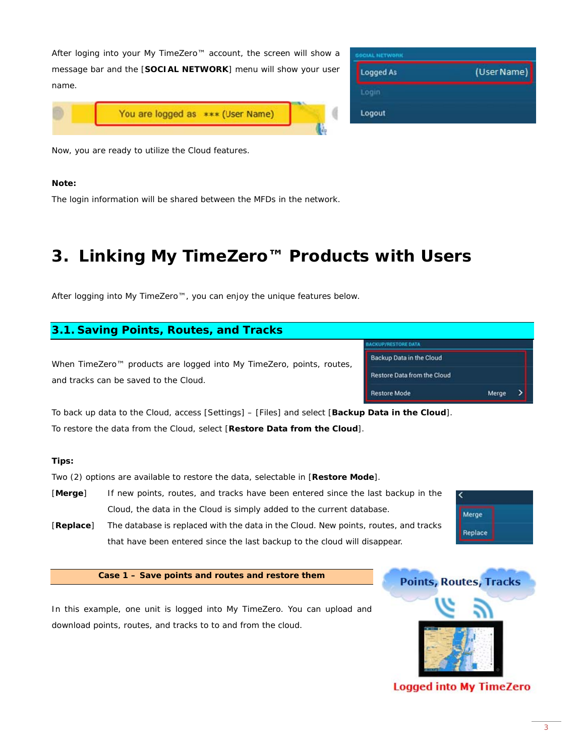After loging into your My TimeZero™ account, the screen will show a message bar and the [**SOCIAL NETWORK**] menu will show your user name.

Now, you are ready to utilize the Cloud features.

**Note:**

The login information will be shared between the MFDs in the network.

# 3. Linking My TimeZero™ Products with Users

After logging into My TimeZero™, you can enjoy the unique features below.

## 3.1. Saving Points, Routes, and Tracks

When TimeZero™ products are logged into My TimeZero, points, routes, and tracks can be saved to the Cloud.

To back up data to the Cloud, access [Settings] – [Files] and select [**Backup Data in the Cloud**].

To restore the data from the Cloud, select [**Restore Data from the Cloud**].

**Tips:**

Two (2) options are available to restore the data, selectable in [**Restore Mode**].

[**Merge**] If new points, routes, and tracks have been entered since the last backup in the Cloud, the data in the Cloud is simply added to the current database.

[**Replace**] The database is replaced with the data in the Cloud. New points, routes, and tracks that have been entered since the last backup to the cloud will disappear.

**Case 1 – Save points and routes and restore them**

In this example, one unit is logged into My TimeZero. You can upload and download points, routes, and tracks to to and from the cloud.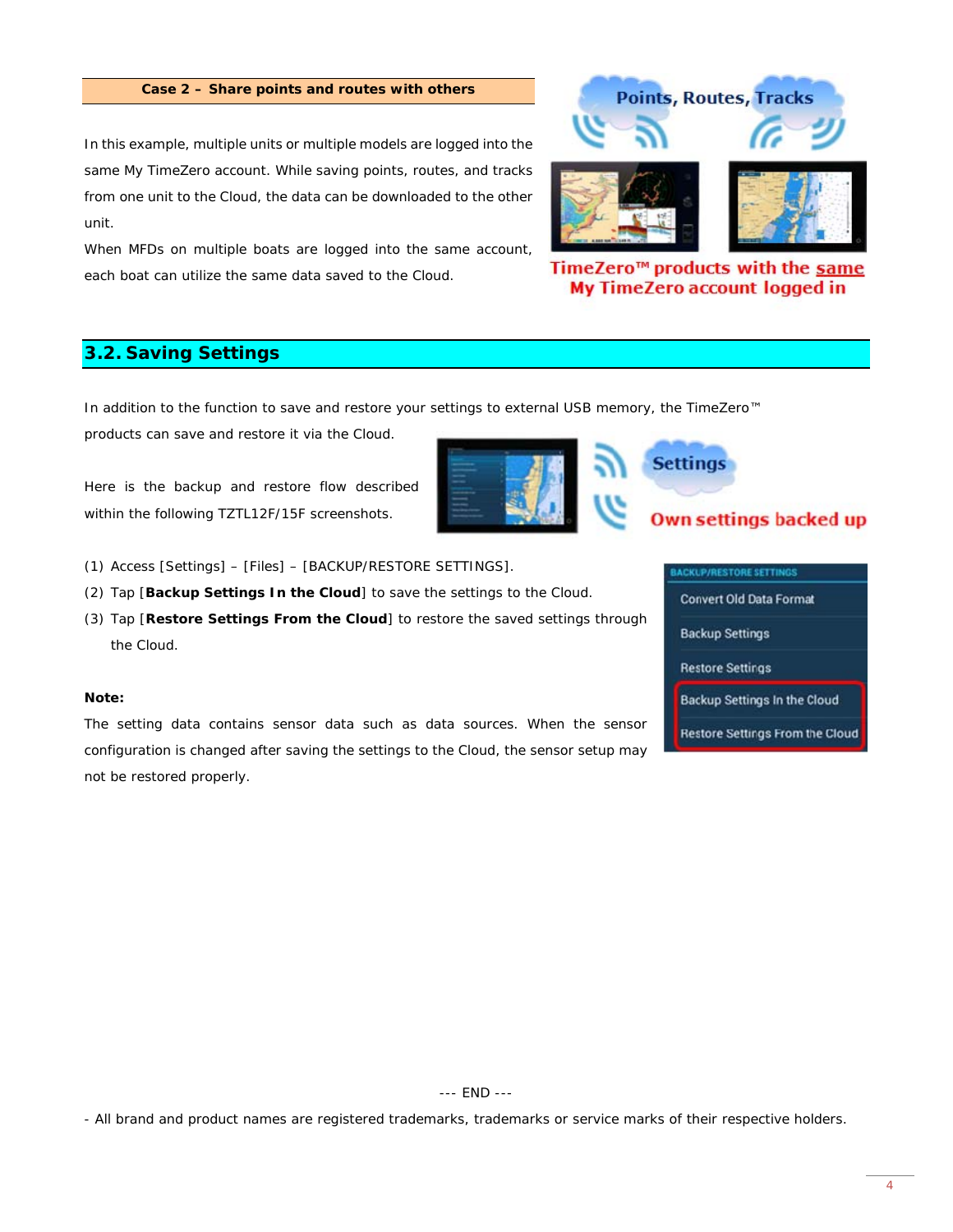**Case 2 – Share points and routes with others**

In this example, multiple units or multiple models are logged into the same My TimeZero account. While saving points, routes, and tracks from one unit to the Cloud, the data can be downloaded to the other unit.

When MFDs on multiple boats are logged into the same account, each boat can utilize the same data saved to the Cloud.

Points, Routes, Tracks

TimeZero™ products with the same My TimeZero account logged in

## 3.2. Saving Settings

In addition to the function to save and restore your settings to external USB memory, the TimeZero™ products can save and restore it via the Cloud.

Here is the backup and restore flow described within the following TZTL12F/15F screenshots.

Settings

Own settings backed up

(1) Access [Settings] – [Files] – [BACKUP/RESTORE SETTINGS].

(2) Tap [**Backup Settings In the Cloud**] to save the settings to the Cloud.

(3) Tap [**Restore Settings From the Cloud**] to restore the saved settings through the Cloud.

BACKUP/RESTORE SETTINGS

Convert Old Data Format

Backup Settings

Restore Settings

Backup Settings In the Cloud

Restore Settings From the Cloud

**Note:**

The setting data contains sensor data such as data sources. When the sensor configuration is changed after saving the settings to the Cloud, the sensor setup may not be restored properly.

--- END ---

- All brand and product names are registered trademarks, trademarks or service marks of their respective holders.